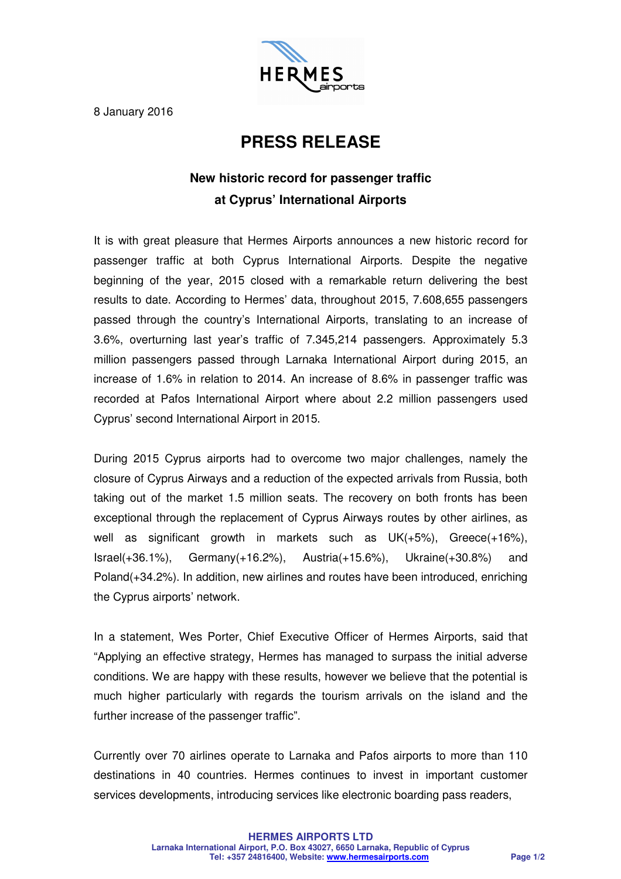8 January 2016

# PRESS RELEASE

## New historic record for passenger traffic at Cyprus' International Airports

It is with great pleasure that Hermes Airports announces a new historic record for passenger traffic at both Cyprus International Airports. Despite the negative beginning of the year, 2015 closed with a remarkable return delivering the best results to date. According to Hermes' data, throughout 2015, 7.608,655 passengers passed through the country's International Airports, translating to an increase of 3.6%, overturning last year's traffic of 7.345,214 passengers. Approximately 5.3 million passengers passed through Larnaka International Airport during 2015, an increase of 1.6% in relation to 2014. An increase of 8.6% in passenger traffic was recorded at Pafos International Airport where about 2.2 million passengers used Cyprus' second International Airport in 2015.

During 2015 Cyprus airports had to overcome two major challenges, namely the closure of Cyprus Airways and a reduction of the expected arrivals from Russia, both taking out of the market 1.5 million seats. The recovery on both fronts has been exceptional through the replacement of Cyprus Airways routes by other airlines, as well as significant growth in markets such as UK(+5%), Greece(+16%), Israel(+36.1%), Germany(+16.2%), Austria(+15.6%), Ukraine(+30.8%) and Poland(+34.2%). In addition, new airlines and routes have been introduced, enriching the Cyprus airports' network.

In a statement, Wes Porter, Chief Executive Officer of Hermes Airports, said that "Applying an effective strategy, Hermes has managed to surpass the initial adverse conditions. We are happy with these results, however we believe that the potential is much higher particularly with regards the tourism arrivals on the island and the further increase of the passenger traffic".

Currently over 70 airlines operate to Larnaka and Pafos airports to more than 110 destinations in 40 countries. Hermes continues to invest in important customer services developments, introducing services like electronic boarding pass readers,

**HERMES AIRPORTS LTD**
**Larnaka International Airport, P.O. Box 43027, 6650 Larnaka, Republic of Cyprus**
**Tel: +357 24816400, Website: www.hermesairports.com**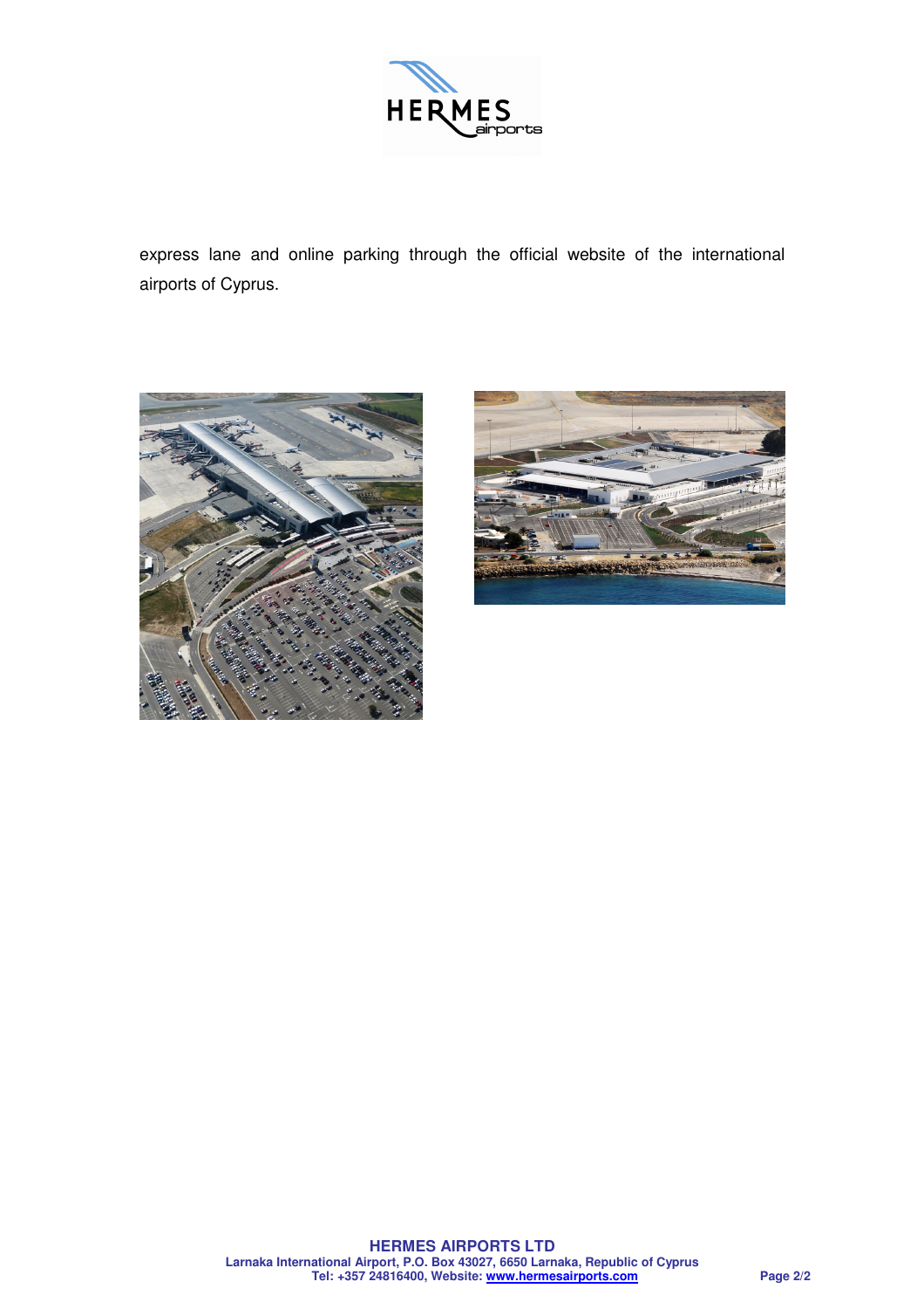express lane and online parking through the official website of the international airports of Cyprus.